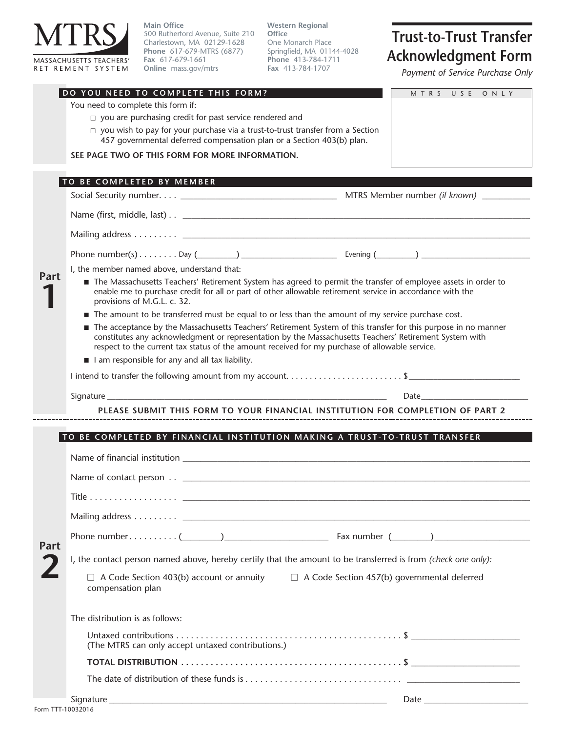**MTRS**
MASSACHUSETTS TEACHERS' RETIREMENT SYSTEM

**Main Office**
500 Rutherford Avenue, Suite 210
Charlestown, MA 02129-1628
**Phone** 617-679-MTRS (6877)
**Fax** 617-679-1661
**Online** mass.gov/mtrs

**Western Regional Office**
One Monarch Place
Springfield, MA 01144-4028
**Phone** 413-784-1711
**Fax** 413-784-1707

# Trust-to-Trust Transfer Acknowledgment Form

*Payment of Service Purchase Only*

## DO YOU NEED TO COMPLETE THIS FORM?

You need to complete this form if:

- ☐ you are purchasing credit for past service rendered and
- ☐ you wish to pay for your purchase via a trust-to-trust transfer from a Section 457 governmental deferred compensation plan or a Section 403(b) plan.

**SEE PAGE TWO OF THIS FORM FOR MORE INFORMATION.**

MTRS USE ONLY

## Part 1 — TO BE COMPLETED BY MEMBER

Social Security number. . . . ______________________ MTRS Member number *(if known)* __________

Name (first, middle, last) . . ______________________________________________

Mailing address . . . . . . . . . ______________________________________________

Phone number(s) . . . . . . . . Day (________) ____________________ Evening (________) ____________________

I, the member named above, understand that:

- The Massachusetts Teachers' Retirement System has agreed to permit the transfer of employee assets in order to enable me to purchase credit for all or part of other allowable retirement service in accordance with the provisions of M.G.L. c. 32.
- The amount to be transferred must be equal to or less than the amount of my service purchase cost.
- The acceptance by the Massachusetts Teachers' Retirement System of this transfer for this purpose in no manner constitutes any acknowledgment or representation by the Massachusetts Teachers' Retirement System with respect to the current tax status of the amount received for my purchase of allowable service.
- I am responsible for any and all tax liability.

I intend to transfer the following amount from my account. . . . . . . . . . . . . . . . . . . . . . . . . $______________________

Signature ______________________________________________ Date______________________

**PLEASE SUBMIT THIS FORM TO YOUR FINANCIAL INSTITUTION FOR COMPLETION OF PART 2**

---

## Part 2 — TO BE COMPLETED BY FINANCIAL INSTITUTION MAKING A TRUST-TO-TRUST TRANSFER

Name of financial institution ______________________________________________

Name of contact person . . ______________________________________________

Title . . . . . . . . . . . . . . . . . . ______________________________________________

Mailing address . . . . . . . . . ______________________________________________

Phone number . . . . . . . . . . (________)____________________ Fax number (________)____________________

I, the contact person named above, hereby certify that the amount to be transferred is from *(check one only)*:

☐ A Code Section 403(b) account or annuity ☐ A Code Section 457(b) governmental deferred compensation plan

The distribution is as follows:

Untaxed contributions . . . . . . . . . . . . . . . . . . . . . . . . . . . . . . . . . . . . . . . . . . . . . . $ ______________________
(The MTRS can only accept untaxed contributions.)

**TOTAL DISTRIBUTION . . . . . . . . . . . . . . . . . . . . . . . . . . . . . . . . . . . . . . . . . . . . $** ______________________

The date of distribution of these funds is . . . . . . . . . . . . . . . . . . . . . . . . . . . . . . . . ______________________

Signature ______________________________________________ Date ______________________

Form TTT-10032016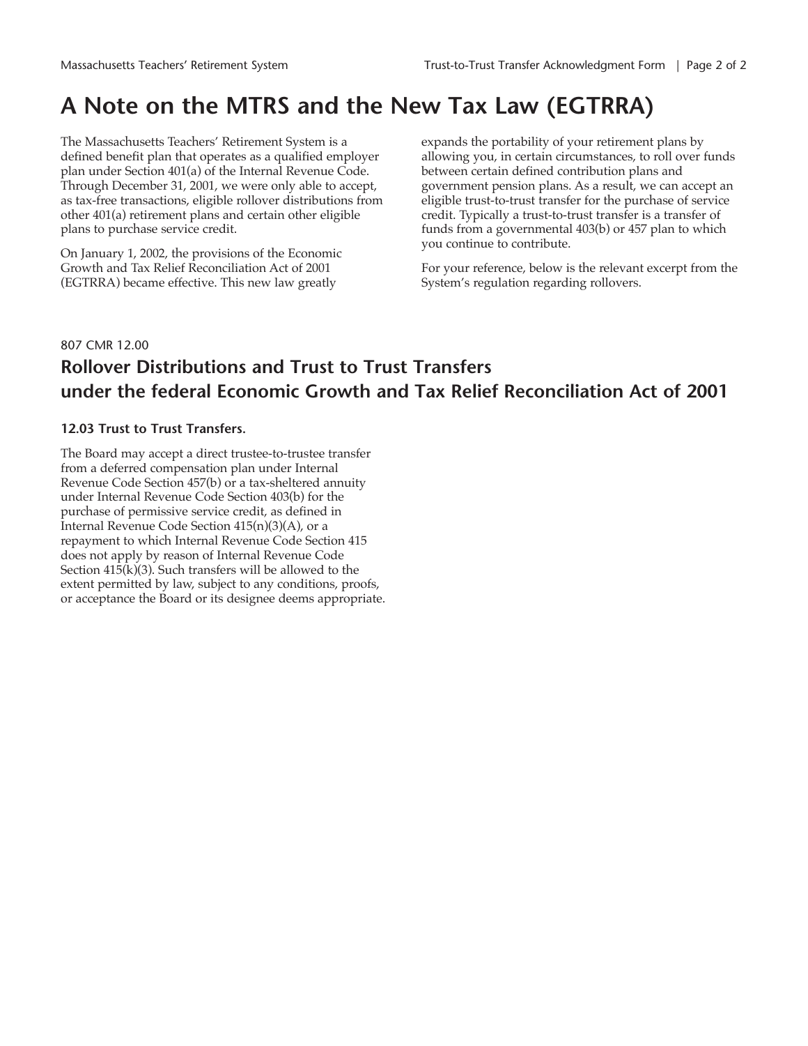# A Note on the MTRS and the New Tax Law (EGTRRA)

The Massachusetts Teachers' Retirement System is a defined benefit plan that operates as a qualified employer plan under Section 401(a) of the Internal Revenue Code. Through December 31, 2001, we were only able to accept, as tax-free transactions, eligible rollover distributions from other 401(a) retirement plans and certain other eligible plans to purchase service credit.

On January 1, 2002, the provisions of the Economic Growth and Tax Relief Reconciliation Act of 2001 (EGTRRA) became effective. This new law greatly expands the portability of your retirement plans by allowing you, in certain circumstances, to roll over funds between certain defined contribution plans and government pension plans. As a result, we can accept an eligible trust-to-trust transfer for the purchase of service credit. Typically a trust-to-trust transfer is a transfer of funds from a governmental 403(b) or 457 plan to which you continue to contribute.

For your reference, below is the relevant excerpt from the System's regulation regarding rollovers.

807 CMR 12.00

## Rollover Distributions and Trust to Trust Transfers under the federal Economic Growth and Tax Relief Reconciliation Act of 2001

### 12.03 Trust to Trust Transfers.

The Board may accept a direct trustee-to-trustee transfer from a deferred compensation plan under Internal Revenue Code Section 457(b) or a tax-sheltered annuity under Internal Revenue Code Section 403(b) for the purchase of permissive service credit, as defined in Internal Revenue Code Section 415(n)(3)(A), or a repayment to which Internal Revenue Code Section 415 does not apply by reason of Internal Revenue Code Section 415(k)(3). Such transfers will be allowed to the extent permitted by law, subject to any conditions, proofs, or acceptance the Board or its designee deems appropriate.